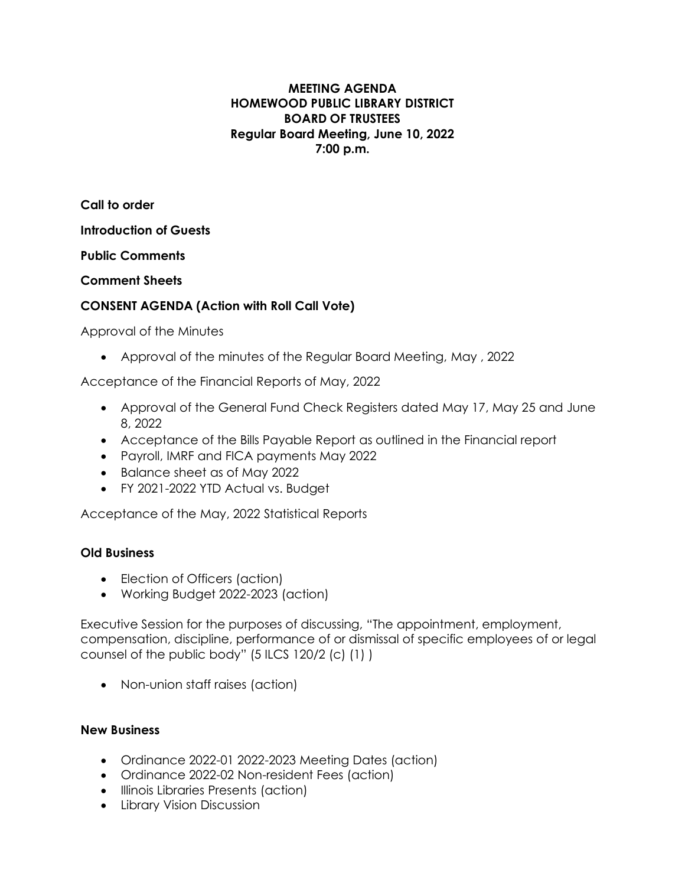# MEETING AGENDA
# HOMEWOOD PUBLIC LIBRARY DISTRICT
# BOARD OF TRUSTEES
## Regular Board Meeting, June 10, 2022
## 7:00 p.m.

**Call to order**

**Introduction of Guests**

**Public Comments**

**Comment Sheets**

**CONSENT AGENDA (Action with Roll Call Vote)**

Approval of the Minutes

- Approval of the minutes of the Regular Board Meeting, May , 2022

Acceptance of the Financial Reports of May, 2022

- Approval of the General Fund Check Registers dated May 17, May 25 and June 8, 2022
- Acceptance of the Bills Payable Report as outlined in the Financial report
- Payroll, IMRF and FICA payments May 2022
- Balance sheet as of May 2022
- FY 2021-2022 YTD Actual vs. Budget

Acceptance of the May, 2022 Statistical Reports

**Old Business**

- Election of Officers (action)
- Working Budget 2022-2023 (action)

Executive Session for the purposes of discussing, "The appointment, employment, compensation, discipline, performance of or dismissal of specific employees of or legal counsel of the public body" (5 ILCS 120/2 (c) (1) )

- Non-union staff raises (action)

**New Business**

- Ordinance 2022-01 2022-2023 Meeting Dates (action)
- Ordinance 2022-02 Non-resident Fees (action)
- Illinois Libraries Presents (action)
- Library Vision Discussion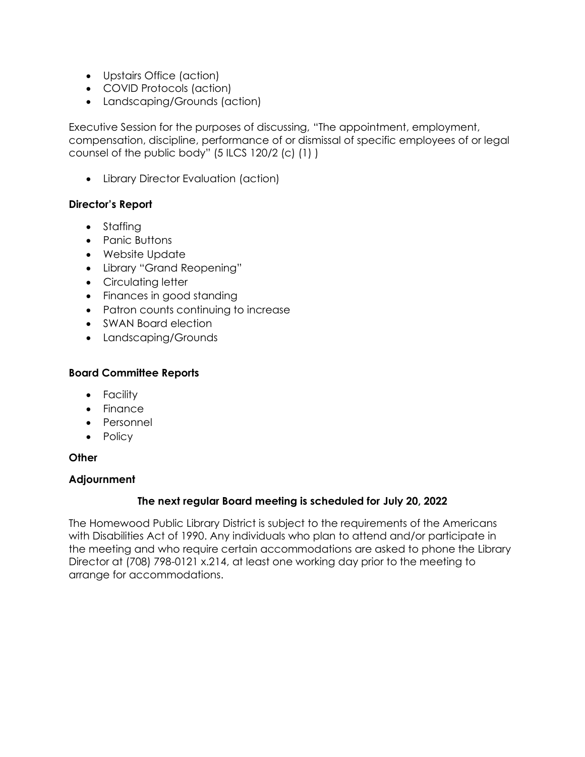- Upstairs Office (action)
- COVID Protocols (action)
- Landscaping/Grounds (action)

Executive Session for the purposes of discussing, "The appointment, employment, compensation, discipline, performance of or dismissal of specific employees of or legal counsel of the public body" (5 ILCS 120/2 (c) (1) )

- Library Director Evaluation (action)

**Director's Report**

- Staffing
- Panic Buttons
- Website Update
- Library "Grand Reopening"
- Circulating letter
- Finances in good standing
- Patron counts continuing to increase
- SWAN Board election
- Landscaping/Grounds

**Board Committee Reports**

- Facility
- Finance
- Personnel
- Policy

**Other**

**Adjournment**

**The next regular Board meeting is scheduled for July 20, 2022**

The Homewood Public Library District is subject to the requirements of the Americans with Disabilities Act of 1990. Any individuals who plan to attend and/or participate in the meeting and who require certain accommodations are asked to phone the Library Director at (708) 798-0121 x.214, at least one working day prior to the meeting to arrange for accommodations.